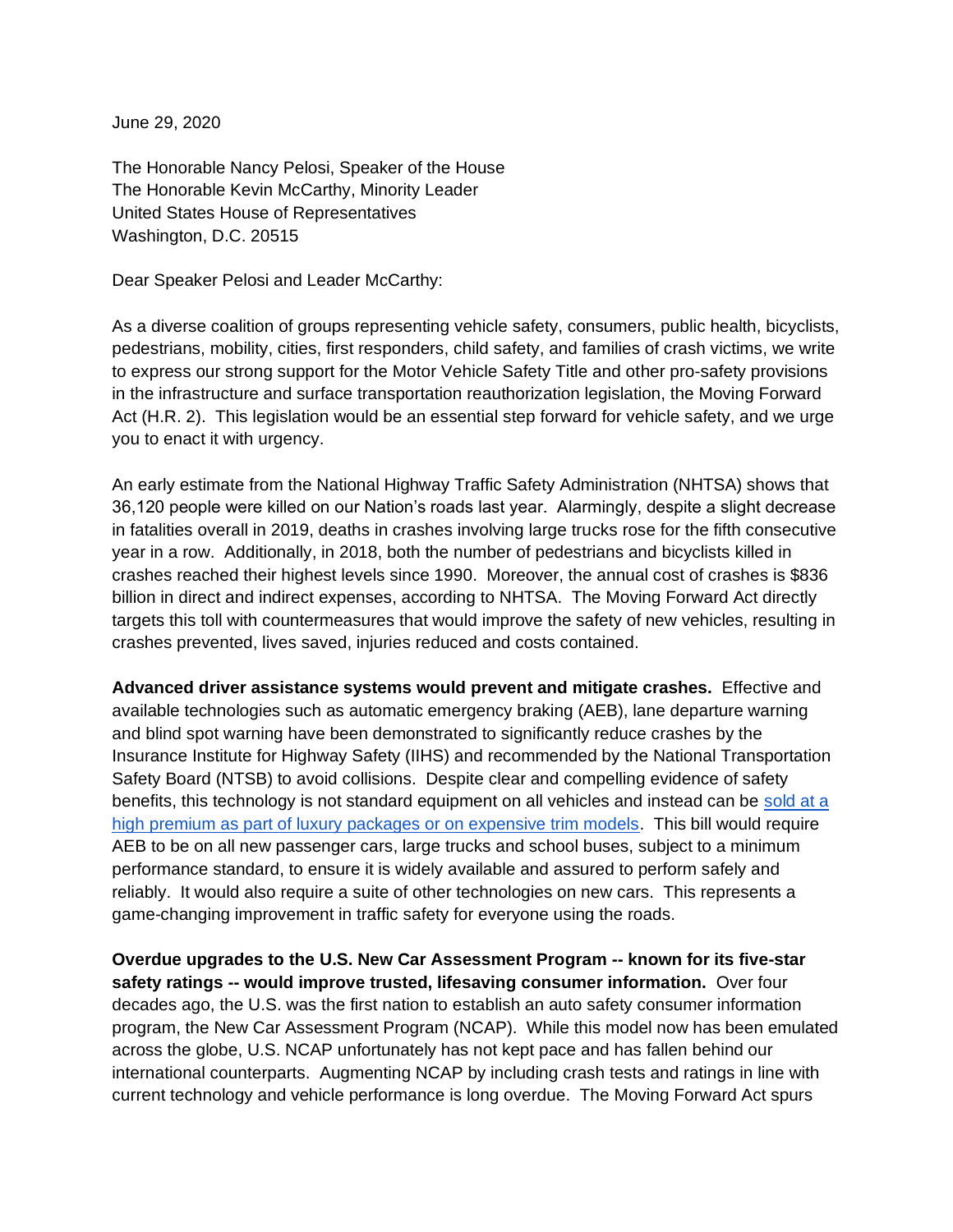June 29, 2020

The Honorable Nancy Pelosi, Speaker of the House
The Honorable Kevin McCarthy, Minority Leader
United States House of Representatives
Washington, D.C. 20515

Dear Speaker Pelosi and Leader McCarthy:

As a diverse coalition of groups representing vehicle safety, consumers, public health, bicyclists, pedestrians, mobility, cities, first responders, child safety, and families of crash victims, we write to express our strong support for the Motor Vehicle Safety Title and other pro-safety provisions in the infrastructure and surface transportation reauthorization legislation, the Moving Forward Act (H.R. 2). This legislation would be an essential step forward for vehicle safety, and we urge you to enact it with urgency.

An early estimate from the National Highway Traffic Safety Administration (NHTSA) shows that 36,120 people were killed on our Nation's roads last year. Alarmingly, despite a slight decrease in fatalities overall in 2019, deaths in crashes involving large trucks rose for the fifth consecutive year in a row. Additionally, in 2018, both the number of pedestrians and bicyclists killed in crashes reached their highest levels since 1990. Moreover, the annual cost of crashes is $836 billion in direct and indirect expenses, according to NHTSA. The Moving Forward Act directly targets this toll with countermeasures that would improve the safety of new vehicles, resulting in crashes prevented, lives saved, injuries reduced and costs contained.

**Advanced driver assistance systems would prevent and mitigate crashes.** Effective and available technologies such as automatic emergency braking (AEB), lane departure warning and blind spot warning have been demonstrated to significantly reduce crashes by the Insurance Institute for Highway Safety (IIHS) and recommended by the National Transportation Safety Board (NTSB) to avoid collisions. Despite clear and compelling evidence of safety benefits, this technology is not standard equipment on all vehicles and instead can be sold at a high premium as part of luxury packages or on expensive trim models. This bill would require AEB to be on all new passenger cars, large trucks and school buses, subject to a minimum performance standard, to ensure it is widely available and assured to perform safely and reliably. It would also require a suite of other technologies on new cars. This represents a game-changing improvement in traffic safety for everyone using the roads.

**Overdue upgrades to the U.S. New Car Assessment Program -- known for its five-star safety ratings -- would improve trusted, lifesaving consumer information.** Over four decades ago, the U.S. was the first nation to establish an auto safety consumer information program, the New Car Assessment Program (NCAP). While this model now has been emulated across the globe, U.S. NCAP unfortunately has not kept pace and has fallen behind our international counterparts. Augmenting NCAP by including crash tests and ratings in line with current technology and vehicle performance is long overdue. The Moving Forward Act spurs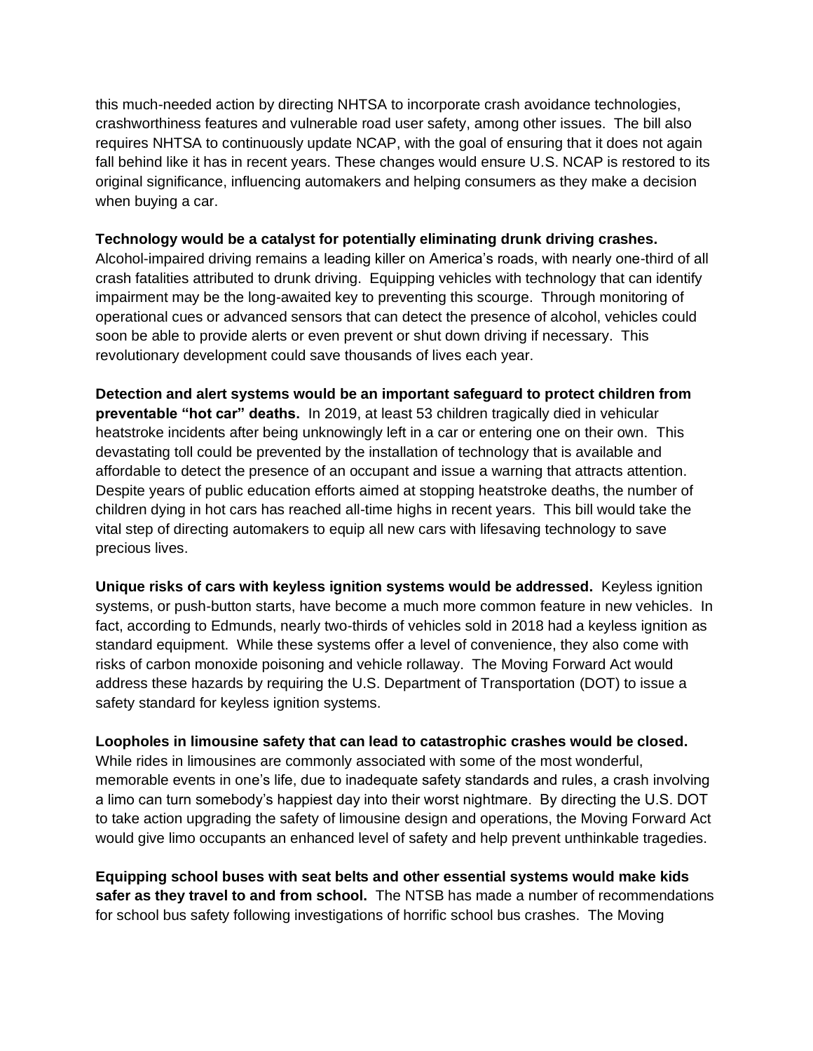this much-needed action by directing NHTSA to incorporate crash avoidance technologies, crashworthiness features and vulnerable road user safety, among other issues. The bill also requires NHTSA to continuously update NCAP, with the goal of ensuring that it does not again fall behind like it has in recent years. These changes would ensure U.S. NCAP is restored to its original significance, influencing automakers and helping consumers as they make a decision when buying a car.

**Technology would be a catalyst for potentially eliminating drunk driving crashes.** Alcohol-impaired driving remains a leading killer on America's roads, with nearly one-third of all crash fatalities attributed to drunk driving. Equipping vehicles with technology that can identify impairment may be the long-awaited key to preventing this scourge. Through monitoring of operational cues or advanced sensors that can detect the presence of alcohol, vehicles could soon be able to provide alerts or even prevent or shut down driving if necessary. This revolutionary development could save thousands of lives each year.

**Detection and alert systems would be an important safeguard to protect children from preventable "hot car" deaths.** In 2019, at least 53 children tragically died in vehicular heatstroke incidents after being unknowingly left in a car or entering one on their own. This devastating toll could be prevented by the installation of technology that is available and affordable to detect the presence of an occupant and issue a warning that attracts attention. Despite years of public education efforts aimed at stopping heatstroke deaths, the number of children dying in hot cars has reached all-time highs in recent years. This bill would take the vital step of directing automakers to equip all new cars with lifesaving technology to save precious lives.

**Unique risks of cars with keyless ignition systems would be addressed.** Keyless ignition systems, or push-button starts, have become a much more common feature in new vehicles. In fact, according to Edmunds, nearly two-thirds of vehicles sold in 2018 had a keyless ignition as standard equipment. While these systems offer a level of convenience, they also come with risks of carbon monoxide poisoning and vehicle rollaway. The Moving Forward Act would address these hazards by requiring the U.S. Department of Transportation (DOT) to issue a safety standard for keyless ignition systems.

**Loopholes in limousine safety that can lead to catastrophic crashes would be closed.** While rides in limousines are commonly associated with some of the most wonderful, memorable events in one's life, due to inadequate safety standards and rules, a crash involving a limo can turn somebody's happiest day into their worst nightmare. By directing the U.S. DOT to take action upgrading the safety of limousine design and operations, the Moving Forward Act would give limo occupants an enhanced level of safety and help prevent unthinkable tragedies.

**Equipping school buses with seat belts and other essential systems would make kids safer as they travel to and from school.** The NTSB has made a number of recommendations for school bus safety following investigations of horrific school bus crashes. The Moving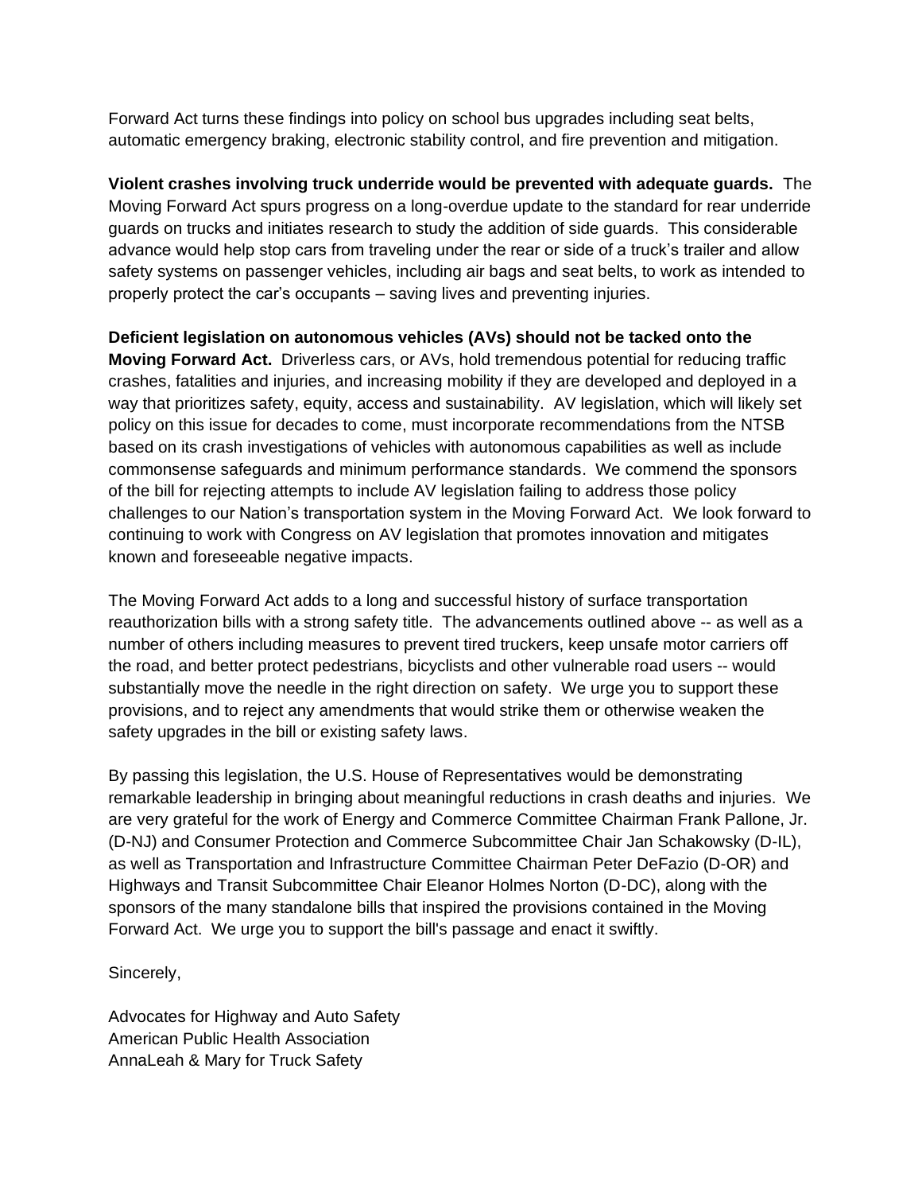Forward Act turns these findings into policy on school bus upgrades including seat belts, automatic emergency braking, electronic stability control, and fire prevention and mitigation.

**Violent crashes involving truck underride would be prevented with adequate guards.** The Moving Forward Act spurs progress on a long-overdue update to the standard for rear underride guards on trucks and initiates research to study the addition of side guards. This considerable advance would help stop cars from traveling under the rear or side of a truck's trailer and allow safety systems on passenger vehicles, including air bags and seat belts, to work as intended to properly protect the car's occupants – saving lives and preventing injuries.

**Deficient legislation on autonomous vehicles (AVs) should not be tacked onto the Moving Forward Act.** Driverless cars, or AVs, hold tremendous potential for reducing traffic crashes, fatalities and injuries, and increasing mobility if they are developed and deployed in a way that prioritizes safety, equity, access and sustainability. AV legislation, which will likely set policy on this issue for decades to come, must incorporate recommendations from the NTSB based on its crash investigations of vehicles with autonomous capabilities as well as include commonsense safeguards and minimum performance standards. We commend the sponsors of the bill for rejecting attempts to include AV legislation failing to address those policy challenges to our Nation's transportation system in the Moving Forward Act. We look forward to continuing to work with Congress on AV legislation that promotes innovation and mitigates known and foreseeable negative impacts.

The Moving Forward Act adds to a long and successful history of surface transportation reauthorization bills with a strong safety title. The advancements outlined above -- as well as a number of others including measures to prevent tired truckers, keep unsafe motor carriers off the road, and better protect pedestrians, bicyclists and other vulnerable road users -- would substantially move the needle in the right direction on safety. We urge you to support these provisions, and to reject any amendments that would strike them or otherwise weaken the safety upgrades in the bill or existing safety laws.

By passing this legislation, the U.S. House of Representatives would be demonstrating remarkable leadership in bringing about meaningful reductions in crash deaths and injuries. We are very grateful for the work of Energy and Commerce Committee Chairman Frank Pallone, Jr. (D-NJ) and Consumer Protection and Commerce Subcommittee Chair Jan Schakowsky (D-IL), as well as Transportation and Infrastructure Committee Chairman Peter DeFazio (D-OR) and Highways and Transit Subcommittee Chair Eleanor Holmes Norton (D-DC), along with the sponsors of the many standalone bills that inspired the provisions contained in the Moving Forward Act. We urge you to support the bill's passage and enact it swiftly.

Sincerely,

Advocates for Highway and Auto Safety
American Public Health Association
AnnaLeah & Mary for Truck Safety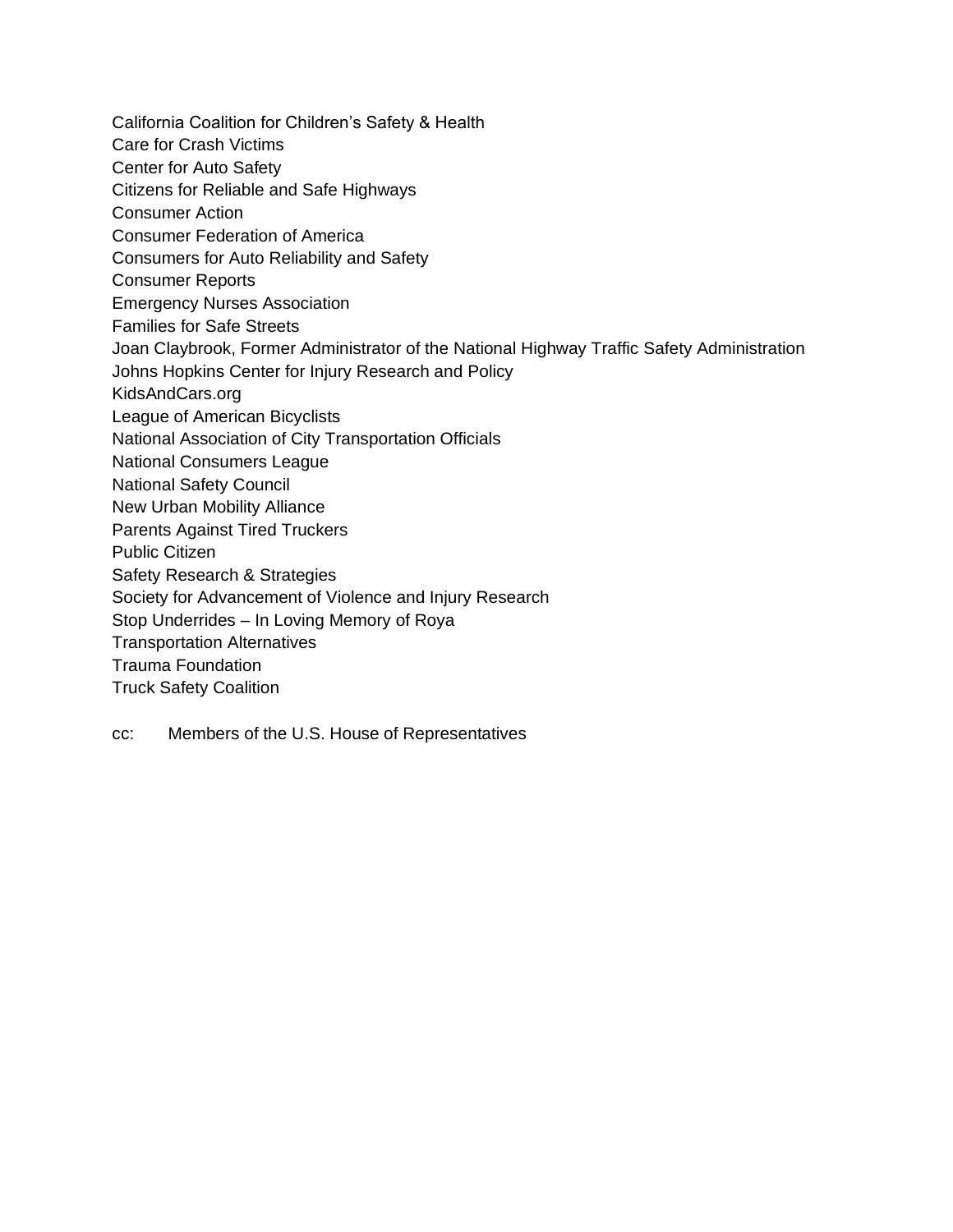California Coalition for Children's Safety & Health
Care for Crash Victims
Center for Auto Safety
Citizens for Reliable and Safe Highways
Consumer Action
Consumer Federation of America
Consumers for Auto Reliability and Safety
Consumer Reports
Emergency Nurses Association
Families for Safe Streets
Joan Claybrook, Former Administrator of the National Highway Traffic Safety Administration
Johns Hopkins Center for Injury Research and Policy
KidsAndCars.org
League of American Bicyclists
National Association of City Transportation Officials
National Consumers League
National Safety Council
New Urban Mobility Alliance
Parents Against Tired Truckers
Public Citizen
Safety Research & Strategies
Society for Advancement of Violence and Injury Research
Stop Underrides – In Loving Memory of Roya
Transportation Alternatives
Trauma Foundation
Truck Safety Coalition

cc: Members of the U.S. House of Representatives